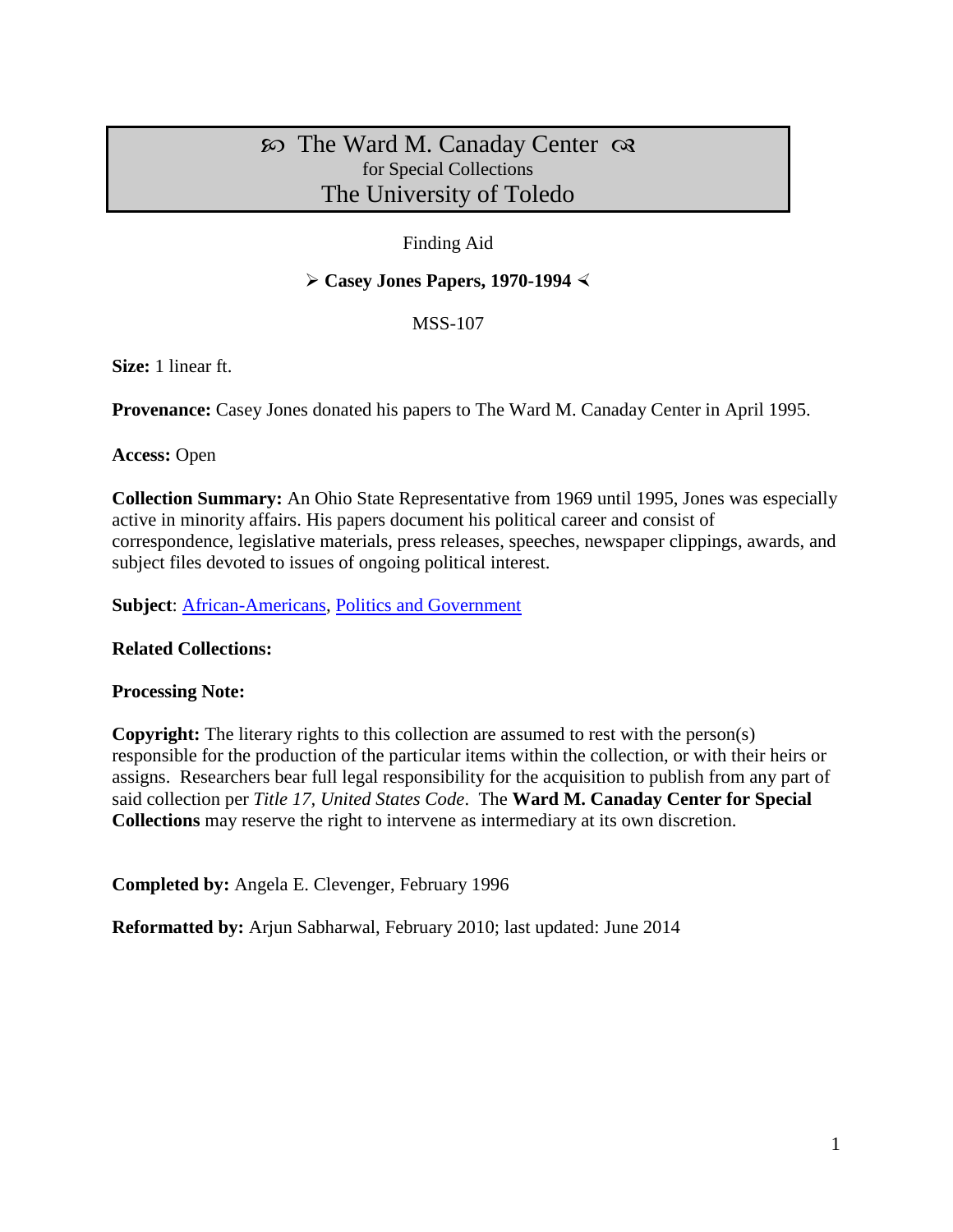# ꕥ The Ward M. Canaday Center ꕥ
for Special Collections
## The University of Toledo

Finding Aid

**➢ Casey Jones Papers, 1970-1994 ≺**

MSS-107

**Size:** 1 linear ft.

**Provenance:** Casey Jones donated his papers to The Ward M. Canaday Center in April 1995.

**Access:** Open

**Collection Summary:** An Ohio State Representative from 1969 until 1995, Jones was especially active in minority affairs. His papers document his political career and consist of correspondence, legislative materials, press releases, speeches, newspaper clippings, awards, and subject files devoted to issues of ongoing political interest.

**Subject**: African-Americans, Politics and Government

**Related Collections:**

**Processing Note:**

**Copyright:** The literary rights to this collection are assumed to rest with the person(s) responsible for the production of the particular items within the collection, or with their heirs or assigns. Researchers bear full legal responsibility for the acquisition to publish from any part of said collection per *Title 17, United States Code*. The **Ward M. Canaday Center for Special Collections** may reserve the right to intervene as intermediary at its own discretion.

**Completed by:** Angela E. Clevenger, February 1996

**Reformatted by:** Arjun Sabharwal, February 2010; last updated: June 2014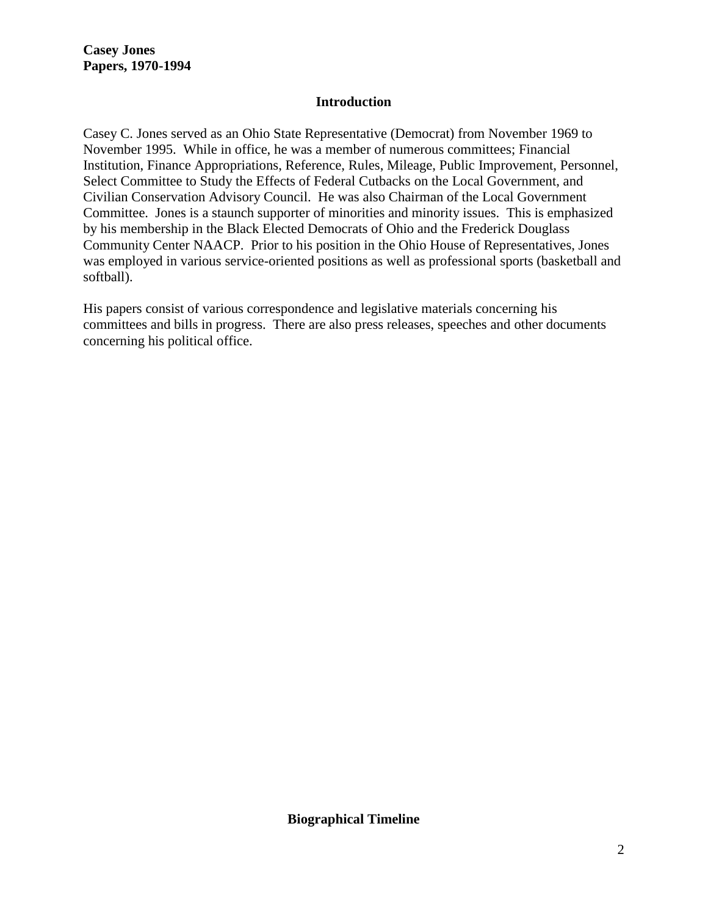**Casey Jones**
**Papers, 1970-1994**

## Introduction

Casey C. Jones served as an Ohio State Representative (Democrat) from November 1969 to November 1995. While in office, he was a member of numerous committees; Financial Institution, Finance Appropriations, Reference, Rules, Mileage, Public Improvement, Personnel, Select Committee to Study the Effects of Federal Cutbacks on the Local Government, and Civilian Conservation Advisory Council. He was also Chairman of the Local Government Committee. Jones is a staunch supporter of minorities and minority issues. This is emphasized by his membership in the Black Elected Democrats of Ohio and the Frederick Douglass Community Center NAACP. Prior to his position in the Ohio House of Representatives, Jones was employed in various service-oriented positions as well as professional sports (basketball and softball).

His papers consist of various correspondence and legislative materials concerning his committees and bills in progress. There are also press releases, speeches and other documents concerning his political office.

## Biographical Timeline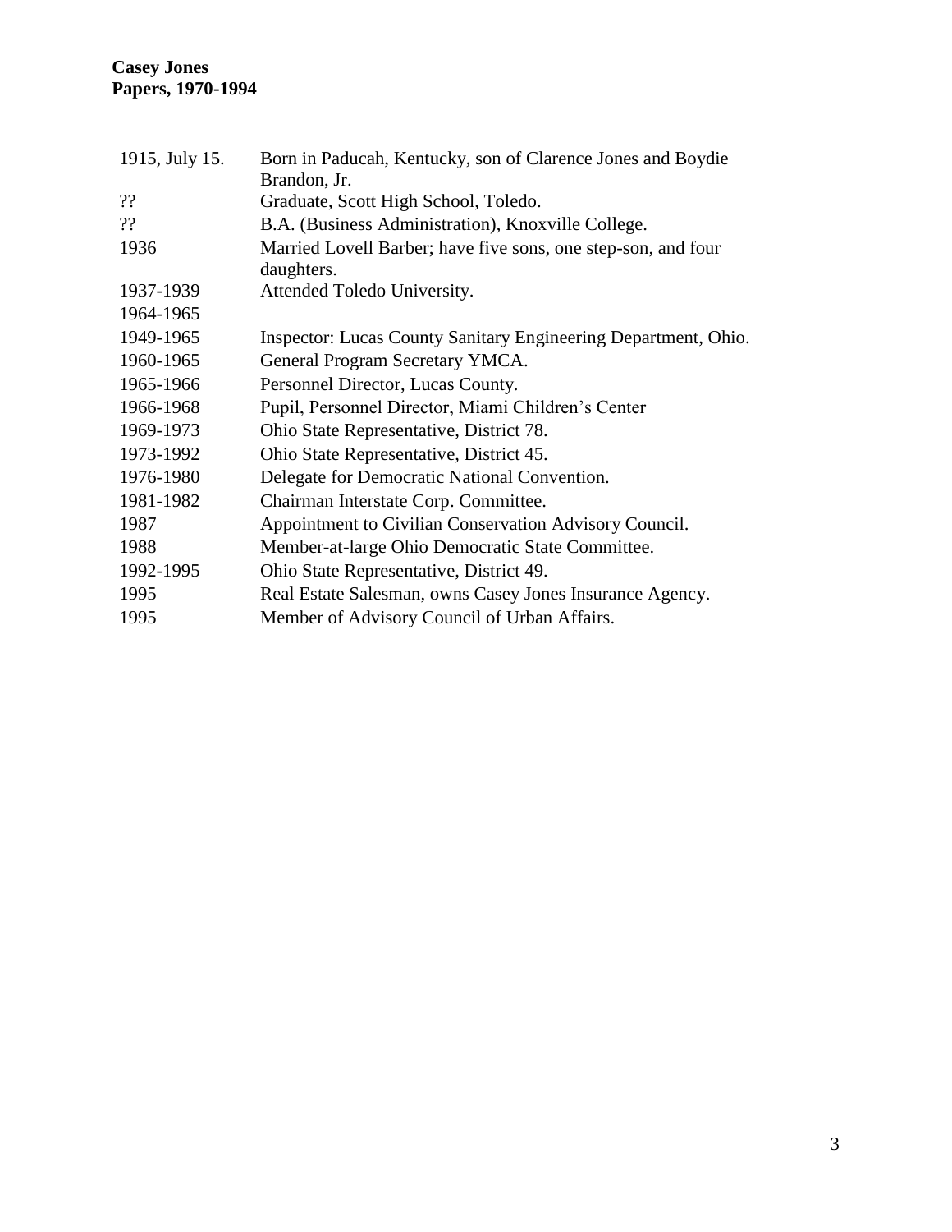**Casey Jones**
**Papers, 1970-1994**

| | |
|---|---|
| 1915, July 15. | Born in Paducah, Kentucky, son of Clarence Jones and Boydie Brandon, Jr. |
| ?? | Graduate, Scott High School, Toledo. |
| ?? | B.A. (Business Administration), Knoxville College. |
| 1936 | Married Lovell Barber; have five sons, one step-son, and four daughters. |
| 1937-1939 | Attended Toledo University. |
| 1964-1965 | |
| 1949-1965 | Inspector: Lucas County Sanitary Engineering Department, Ohio. |
| 1960-1965 | General Program Secretary YMCA. |
| 1965-1966 | Personnel Director, Lucas County. |
| 1966-1968 | Pupil, Personnel Director, Miami Children's Center |
| 1969-1973 | Ohio State Representative, District 78. |
| 1973-1992 | Ohio State Representative, District 45. |
| 1976-1980 | Delegate for Democratic National Convention. |
| 1981-1982 | Chairman Interstate Corp. Committee. |
| 1987 | Appointment to Civilian Conservation Advisory Council. |
| 1988 | Member-at-large Ohio Democratic State Committee. |
| 1992-1995 | Ohio State Representative, District 49. |
| 1995 | Real Estate Salesman, owns Casey Jones Insurance Agency. |
| 1995 | Member of Advisory Council of Urban Affairs. |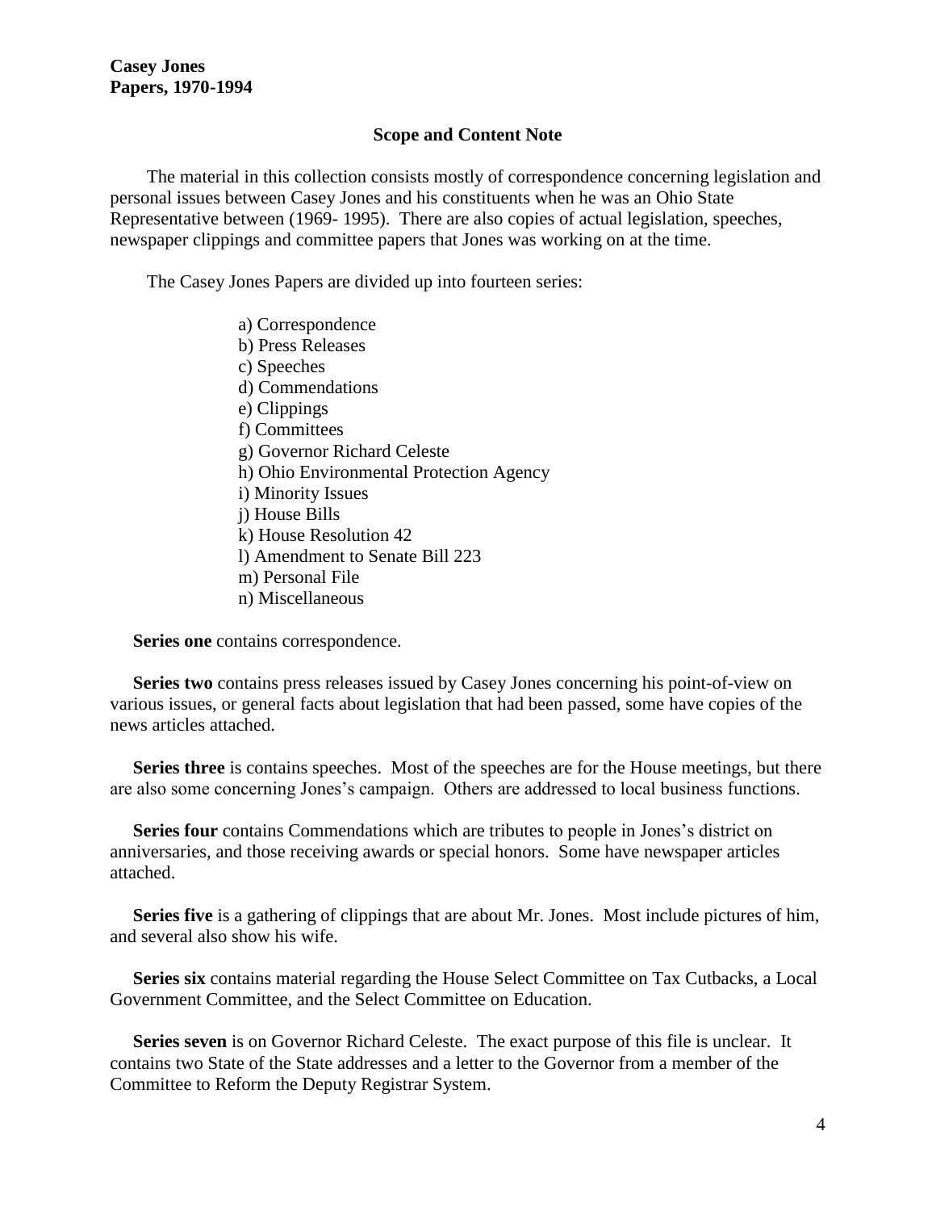**Casey Jones**
**Papers, 1970-1994**

## Scope and Content Note

The material in this collection consists mostly of correspondence concerning legislation and personal issues between Casey Jones and his constituents when he was an Ohio State Representative between (1969- 1995). There are also copies of actual legislation, speeches, newspaper clippings and committee papers that Jones was working on at the time.

The Casey Jones Papers are divided up into fourteen series:

a) Correspondence
b) Press Releases
c) Speeches
d) Commendations
e) Clippings
f) Committees
g) Governor Richard Celeste
h) Ohio Environmental Protection Agency
i) Minority Issues
j) House Bills
k) House Resolution 42
l) Amendment to Senate Bill 223
m) Personal File
n) Miscellaneous

**Series one** contains correspondence.

**Series two** contains press releases issued by Casey Jones concerning his point-of-view on various issues, or general facts about legislation that had been passed, some have copies of the news articles attached.

**Series three** is contains speeches. Most of the speeches are for the House meetings, but there are also some concerning Jones's campaign. Others are addressed to local business functions.

**Series four** contains Commendations which are tributes to people in Jones's district on anniversaries, and those receiving awards or special honors. Some have newspaper articles attached.

**Series five** is a gathering of clippings that are about Mr. Jones. Most include pictures of him, and several also show his wife.

**Series six** contains material regarding the House Select Committee on Tax Cutbacks, a Local Government Committee, and the Select Committee on Education.

**Series seven** is on Governor Richard Celeste. The exact purpose of this file is unclear. It contains two State of the State addresses and a letter to the Governor from a member of the Committee to Reform the Deputy Registrar System.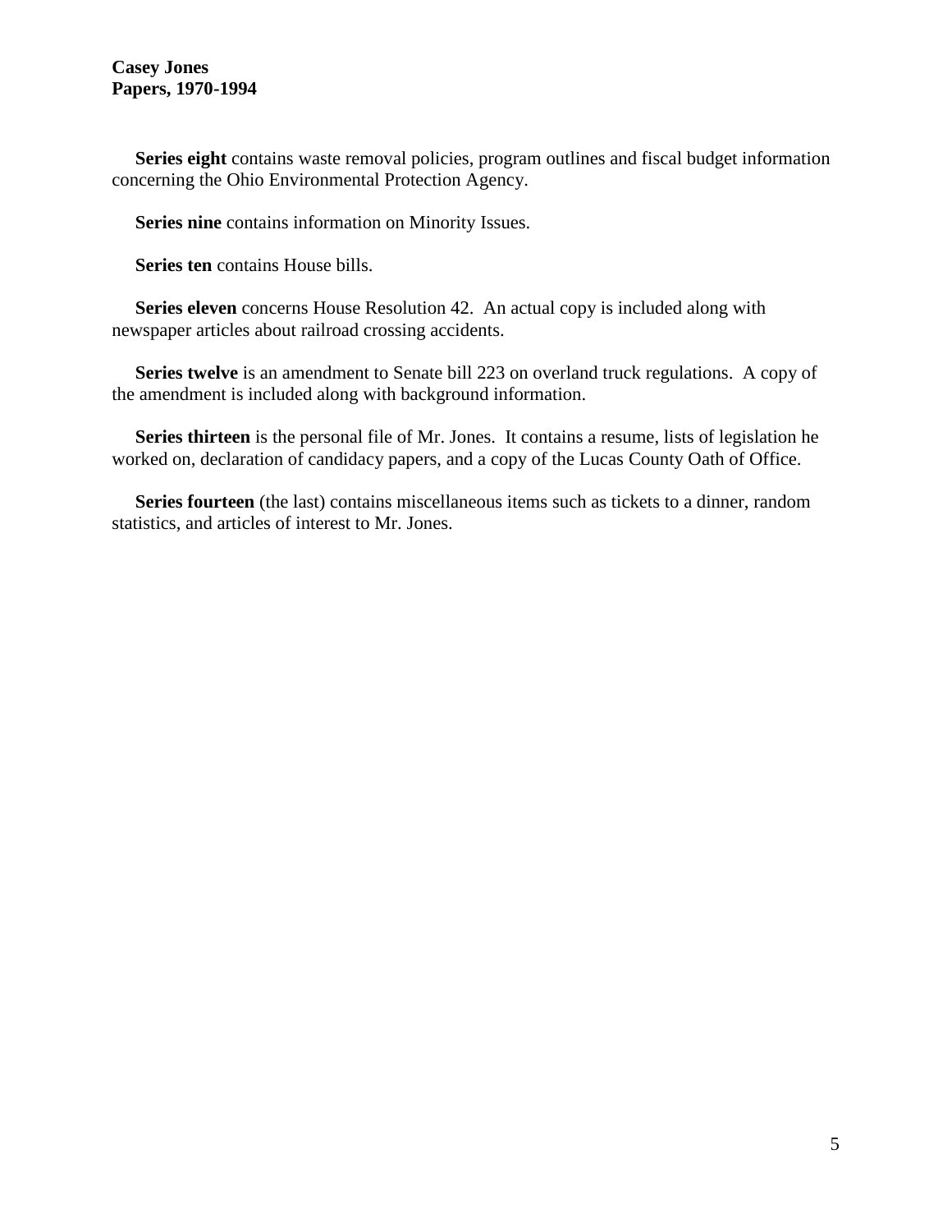**Series eight** contains waste removal policies, program outlines and fiscal budget information concerning the Ohio Environmental Protection Agency.

**Series nine** contains information on Minority Issues.

**Series ten** contains House bills.

**Series eleven** concerns House Resolution 42. An actual copy is included along with newspaper articles about railroad crossing accidents.

**Series twelve** is an amendment to Senate bill 223 on overland truck regulations. A copy of the amendment is included along with background information.

**Series thirteen** is the personal file of Mr. Jones. It contains a resume, lists of legislation he worked on, declaration of candidacy papers, and a copy of the Lucas County Oath of Office.

**Series fourteen** (the last) contains miscellaneous items such as tickets to a dinner, random statistics, and articles of interest to Mr. Jones.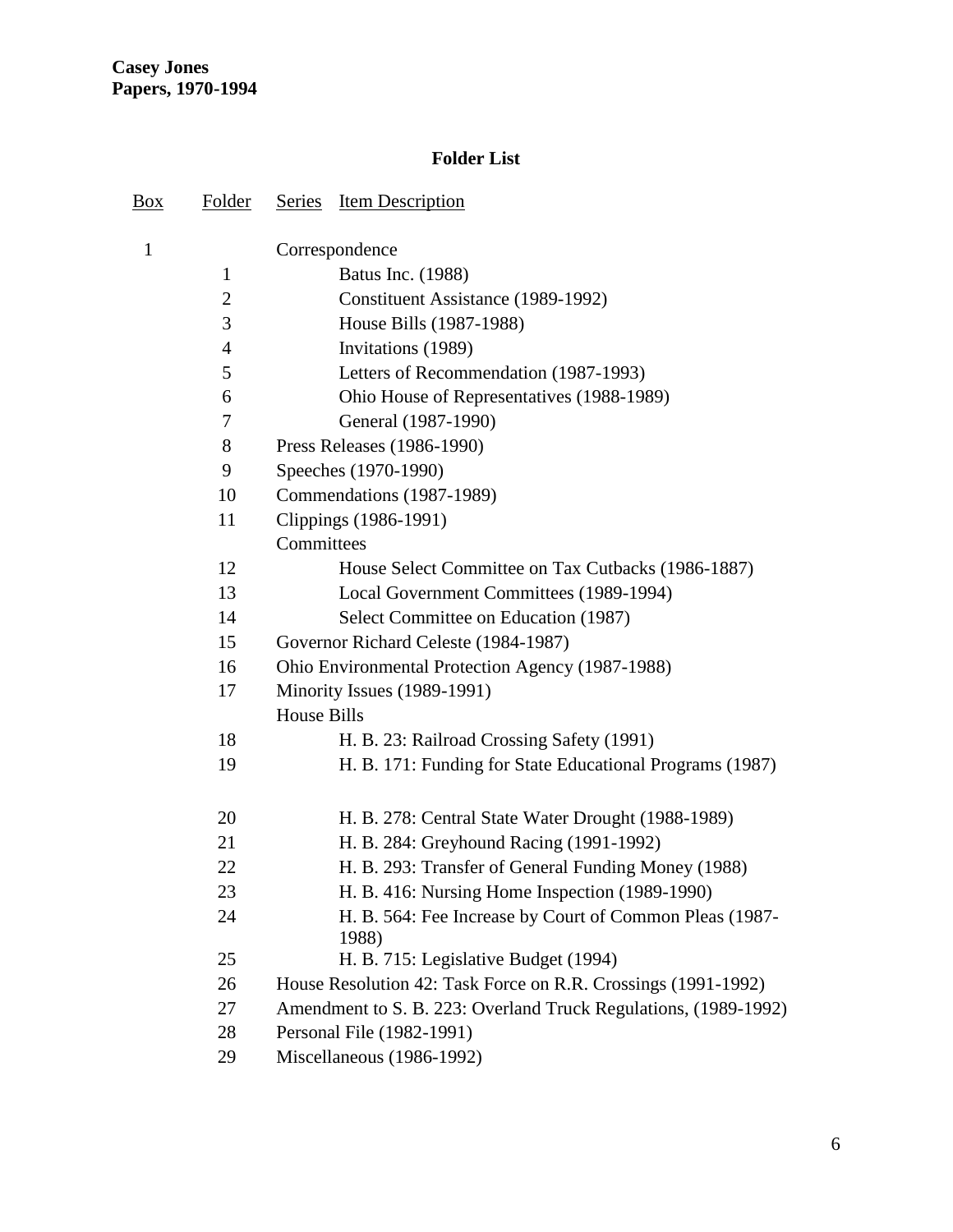**Casey Jones**
**Papers, 1970-1994**

## Folder List

| Box | Folder | Series | Item Description |
|---|---|---|---|
| 1 | | Correspondence | |
| | 1 | | Batus Inc. (1988) |
| | 2 | | Constituent Assistance (1989-1992) |
| | 3 | | House Bills (1987-1988) |
| | 4 | | Invitations (1989) |
| | 5 | | Letters of Recommendation (1987-1993) |
| | 6 | | Ohio House of Representatives (1988-1989) |
| | 7 | | General (1987-1990) |
| | 8 | Press Releases (1986-1990) | |
| | 9 | Speeches (1970-1990) | |
| | 10 | Commendations (1987-1989) | |
| | 11 | Clippings (1986-1991) | |
| | | Committees | |
| | 12 | | House Select Committee on Tax Cutbacks (1986-1887) |
| | 13 | | Local Government Committees (1989-1994) |
| | 14 | | Select Committee on Education (1987) |
| | 15 | Governor Richard Celeste (1984-1987) | |
| | 16 | Ohio Environmental Protection Agency (1987-1988) | |
| | 17 | Minority Issues (1989-1991) | |
| | | House Bills | |
| | 18 | | H. B. 23: Railroad Crossing Safety (1991) |
| | 19 | | H. B. 171: Funding for State Educational Programs (1987) |
| | 20 | | H. B. 278: Central State Water Drought (1988-1989) |
| | 21 | | H. B. 284: Greyhound Racing (1991-1992) |
| | 22 | | H. B. 293: Transfer of General Funding Money (1988) |
| | 23 | | H. B. 416: Nursing Home Inspection (1989-1990) |
| | 24 | | H. B. 564: Fee Increase by Court of Common Pleas (1987-1988) |
| | 25 | | H. B. 715: Legislative Budget (1994) |
| | 26 | House Resolution 42: Task Force on R.R. Crossings (1991-1992) | |
| | 27 | Amendment to S. B. 223: Overland Truck Regulations, (1989-1992) | |
| | 28 | Personal File (1982-1991) | |
| | 29 | Miscellaneous (1986-1992) | |